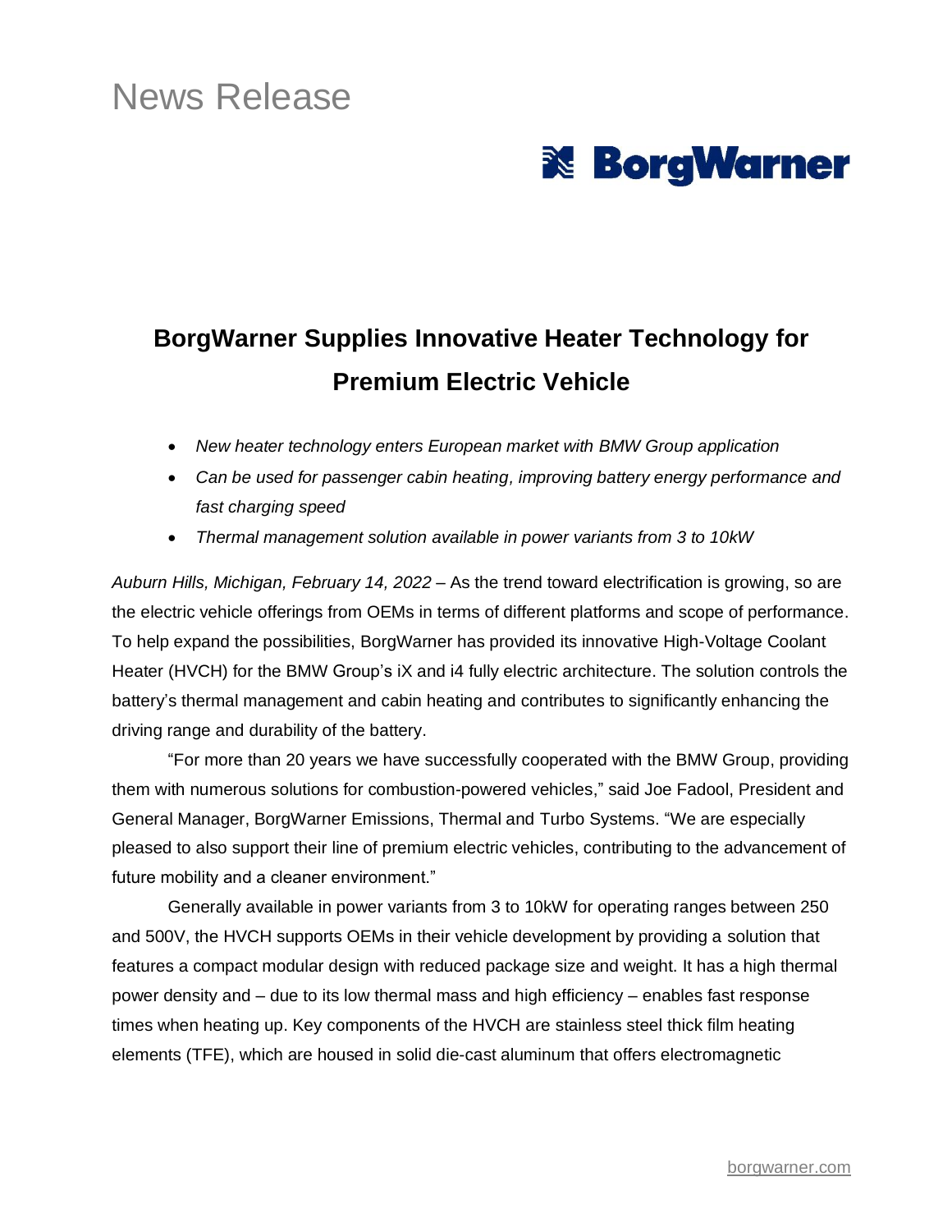News Release

BorgWarner

# BorgWarner Supplies Innovative Heater Technology for Premium Electric Vehicle

- *New heater technology enters European market with BMW Group application*
- *Can be used for passenger cabin heating, improving battery energy performance and fast charging speed*
- *Thermal management solution available in power variants from 3 to 10kW*

*Auburn Hills, Michigan, February 14, 2022* – As the trend toward electrification is growing, so are the electric vehicle offerings from OEMs in terms of different platforms and scope of performance. To help expand the possibilities, BorgWarner has provided its innovative High-Voltage Coolant Heater (HVCH) for the BMW Group's iX and i4 fully electric architecture. The solution controls the battery's thermal management and cabin heating and contributes to significantly enhancing the driving range and durability of the battery.

"For more than 20 years we have successfully cooperated with the BMW Group, providing them with numerous solutions for combustion-powered vehicles," said Joe Fadool, President and General Manager, BorgWarner Emissions, Thermal and Turbo Systems. "We are especially pleased to also support their line of premium electric vehicles, contributing to the advancement of future mobility and a cleaner environment."

Generally available in power variants from 3 to 10kW for operating ranges between 250 and 500V, the HVCH supports OEMs in their vehicle development by providing a solution that features a compact modular design with reduced package size and weight. It has a high thermal power density and – due to its low thermal mass and high efficiency – enables fast response times when heating up. Key components of the HVCH are stainless steel thick film heating elements (TFE), which are housed in solid die-cast aluminum that offers electromagnetic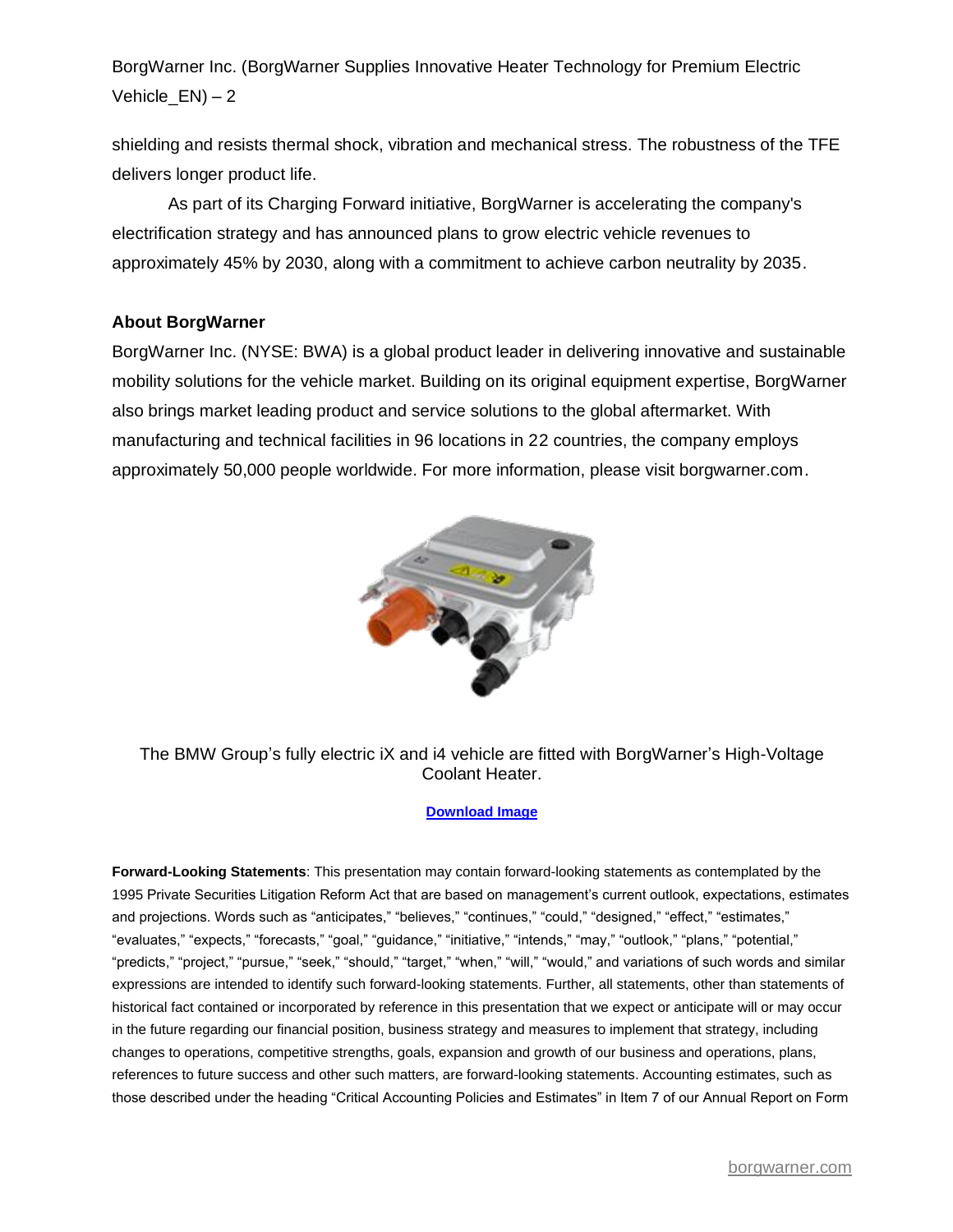shielding and resists thermal shock, vibration and mechanical stress. The robustness of the TFE delivers longer product life.

As part of its Charging Forward initiative, BorgWarner is accelerating the company's electrification strategy and has announced plans to grow electric vehicle revenues to approximately 45% by 2030, along with a commitment to achieve carbon neutrality by 2035.

**About BorgWarner**

BorgWarner Inc. (NYSE: BWA) is a global product leader in delivering innovative and sustainable mobility solutions for the vehicle market. Building on its original equipment expertise, BorgWarner also brings market leading product and service solutions to the global aftermarket. With manufacturing and technical facilities in 96 locations in 22 countries, the company employs approximately 50,000 people worldwide. For more information, please visit borgwarner.com.

The BMW Group's fully electric iX and i4 vehicle are fitted with BorgWarner's High-Voltage Coolant Heater.

**Download Image**

**Forward-Looking Statements**: This presentation may contain forward-looking statements as contemplated by the 1995 Private Securities Litigation Reform Act that are based on management's current outlook, expectations, estimates and projections. Words such as "anticipates," "believes," "continues," "could," "designed," "effect," "estimates," "evaluates," "expects," "forecasts," "goal," "guidance," "initiative," "intends," "may," "outlook," "plans," "potential," "predicts," "project," "pursue," "seek," "should," "target," "when," "will," "would," and variations of such words and similar expressions are intended to identify such forward-looking statements. Further, all statements, other than statements of historical fact contained or incorporated by reference in this presentation that we expect or anticipate will or may occur in the future regarding our financial position, business strategy and measures to implement that strategy, including changes to operations, competitive strengths, goals, expansion and growth of our business and operations, plans, references to future success and other such matters, are forward-looking statements. Accounting estimates, such as those described under the heading "Critical Accounting Policies and Estimates" in Item 7 of our Annual Report on Form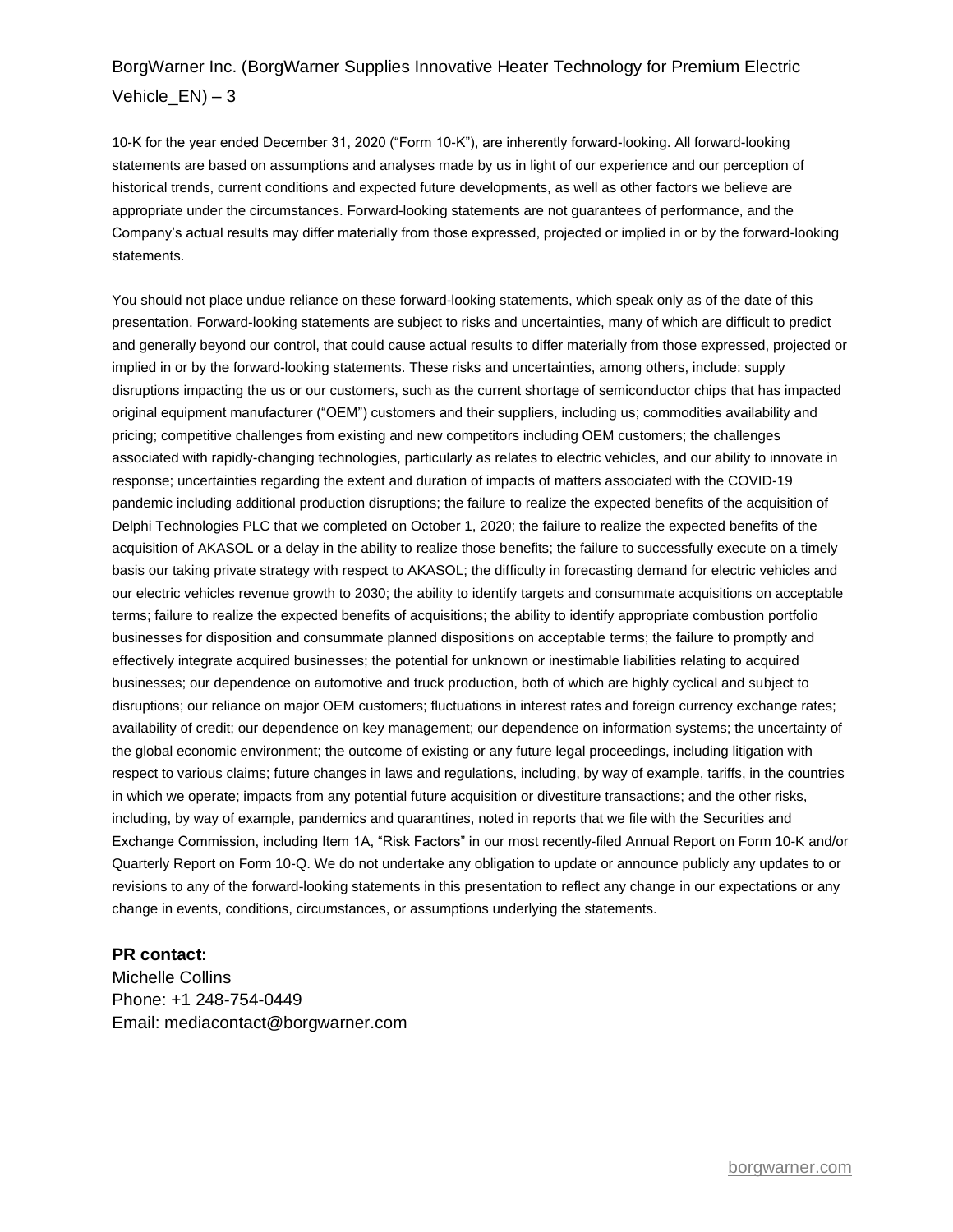10-K for the year ended December 31, 2020 (“Form 10-K”), are inherently forward-looking. All forward-looking statements are based on assumptions and analyses made by us in light of our experience and our perception of historical trends, current conditions and expected future developments, as well as other factors we believe are appropriate under the circumstances. Forward-looking statements are not guarantees of performance, and the Company’s actual results may differ materially from those expressed, projected or implied in or by the forward-looking statements.

You should not place undue reliance on these forward-looking statements, which speak only as of the date of this presentation. Forward-looking statements are subject to risks and uncertainties, many of which are difficult to predict and generally beyond our control, that could cause actual results to differ materially from those expressed, projected or implied in or by the forward-looking statements. These risks and uncertainties, among others, include: supply disruptions impacting the us or our customers, such as the current shortage of semiconductor chips that has impacted original equipment manufacturer (“OEM”) customers and their suppliers, including us; commodities availability and pricing; competitive challenges from existing and new competitors including OEM customers; the challenges associated with rapidly-changing technologies, particularly as relates to electric vehicles, and our ability to innovate in response; uncertainties regarding the extent and duration of impacts of matters associated with the COVID-19 pandemic including additional production disruptions; the failure to realize the expected benefits of the acquisition of Delphi Technologies PLC that we completed on October 1, 2020; the failure to realize the expected benefits of the acquisition of AKASOL or a delay in the ability to realize those benefits; the failure to successfully execute on a timely basis our taking private strategy with respect to AKASOL; the difficulty in forecasting demand for electric vehicles and our electric vehicles revenue growth to 2030; the ability to identify targets and consummate acquisitions on acceptable terms; failure to realize the expected benefits of acquisitions; the ability to identify appropriate combustion portfolio businesses for disposition and consummate planned dispositions on acceptable terms; the failure to promptly and effectively integrate acquired businesses; the potential for unknown or inestimable liabilities relating to acquired businesses; our dependence on automotive and truck production, both of which are highly cyclical and subject to disruptions; our reliance on major OEM customers; fluctuations in interest rates and foreign currency exchange rates; availability of credit; our dependence on key management; our dependence on information systems; the uncertainty of the global economic environment; the outcome of existing or any future legal proceedings, including litigation with respect to various claims; future changes in laws and regulations, including, by way of example, tariffs, in the countries in which we operate; impacts from any potential future acquisition or divestiture transactions; and the other risks, including, by way of example, pandemics and quarantines, noted in reports that we file with the Securities and Exchange Commission, including Item 1A, “Risk Factors” in our most recently-filed Annual Report on Form 10-K and/or Quarterly Report on Form 10-Q. We do not undertake any obligation to update or announce publicly any updates to or revisions to any of the forward-looking statements in this presentation to reflect any change in our expectations or any change in events, conditions, circumstances, or assumptions underlying the statements.

**PR contact:**
Michelle Collins
Phone: +1 248-754-0449
Email: mediacontact@borgwarner.com